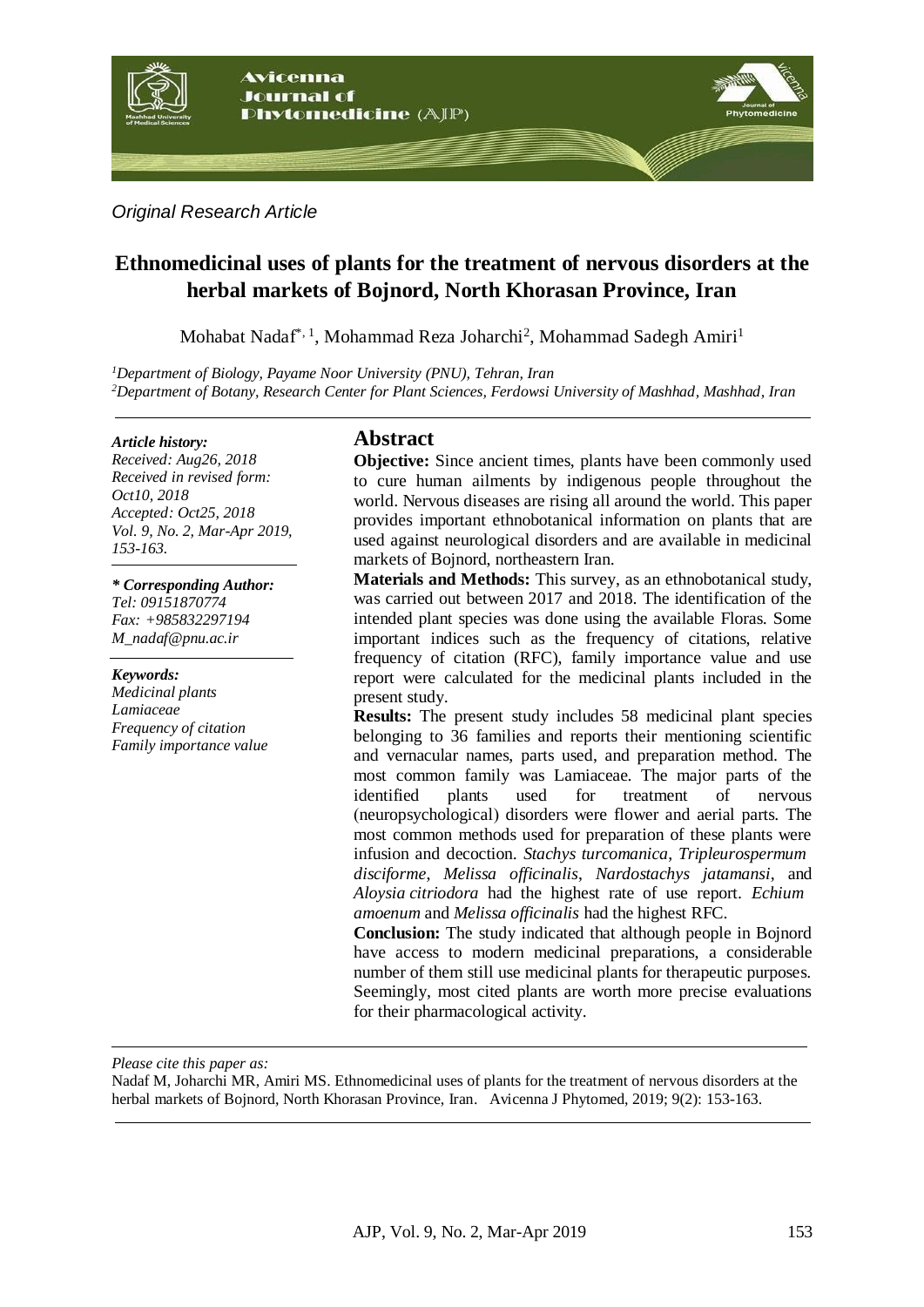*Original Research Article*

# Ethnomedicinal uses of plants for the treatment of nervous disorders at the herbal markets of Bojnord, North Khorasan Province, Iran

Mohabat Nadaf[*, 1], Mohammad Reza Joharchi[2], Mohammad Sadegh Amiri[1]

[1]*Department of Biology, Payame Noor University (PNU), Tehran, Iran*
[2]*Department of Botany, Research Center for Plant Sciences, Ferdowsi University of Mashhad, Mashhad, Iran*

***Article history:***
*Received: Aug26, 2018*
*Received in revised form: Oct10, 2018*
*Accepted: Oct25, 2018*
*Vol. 9, No. 2, Mar-Apr 2019, 153-163.*

***\* Corresponding Author:***
*Tel: 09151870774*
*Fax: +985832297194*
*M_nadaf@pnu.ac.ir*

***Keywords:***
*Medicinal plants*
*Lamiaceae*
*Frequency of citation*
*Family importance value*

## Abstract

**Objective:** Since ancient times, plants have been commonly used to cure human ailments by indigenous people throughout the world. Nervous diseases are rising all around the world. This paper provides important ethnobotanical information on plants that are used against neurological disorders and are available in medicinal markets of Bojnord, northeastern Iran.

**Materials and Methods:** This survey, as an ethnobotanical study, was carried out between 2017 and 2018. The identification of the intended plant species was done using the available Floras. Some important indices such as the frequency of citations, relative frequency of citation (RFC), family importance value and use report were calculated for the medicinal plants included in the present study.

**Results:** The present study includes 58 medicinal plant species belonging to 36 families and reports their mentioning scientific and vernacular names, parts used, and preparation method. The most common family was Lamiaceae. The major parts of the identified plants used for treatment of nervous (neuropsychological) disorders were flower and aerial parts. The most common methods used for preparation of these plants were infusion and decoction. *Stachys turcomanica*, *Tripleurospermum disciforme*, *Melissa officinalis*, *Nardostachys jatamansi*, and *Aloysia citriodora* had the highest rate of use report. *Echium amoenum* and *Melissa officinalis* had the highest RFC.

**Conclusion:** The study indicated that although people in Bojnord have access to modern medicinal preparations, a considerable number of them still use medicinal plants for therapeutic purposes. Seemingly, most cited plants are worth more precise evaluations for their pharmacological activity.

*Please cite this paper as:*

Nadaf M, Joharchi MR, Amiri MS. Ethnomedicinal uses of plants for the treatment of nervous disorders at the herbal markets of Bojnord, North Khorasan Province, Iran. Avicenna J Phytomed, 2019; 9(2): 153-163.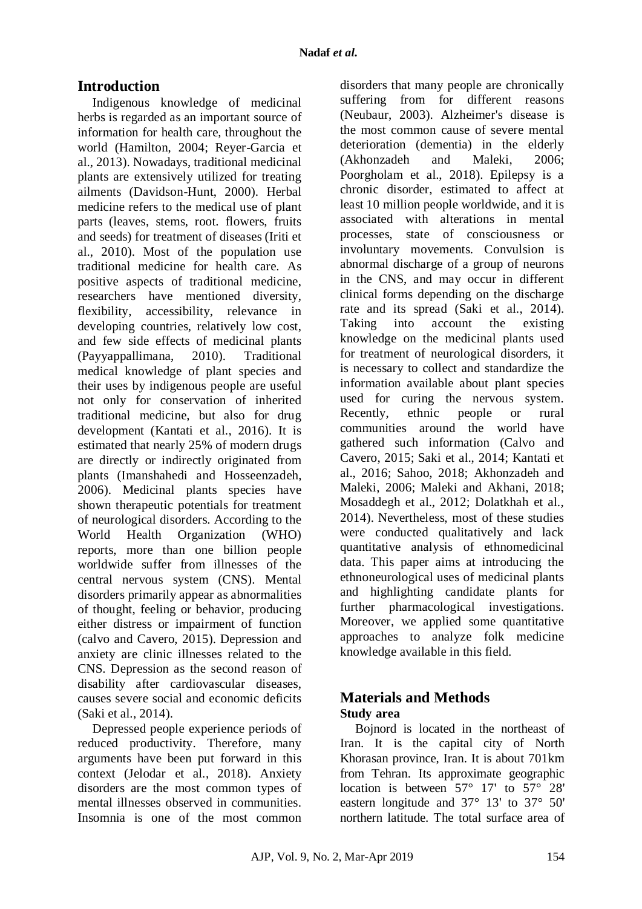## Introduction

Indigenous knowledge of medicinal herbs is regarded as an important source of information for health care, throughout the world (Hamilton, 2004; Reyer-Garcia et al., 2013). Nowadays, traditional medicinal plants are extensively utilized for treating ailments (Davidson-Hunt, 2000). Herbal medicine refers to the medical use of plant parts (leaves, stems, root. flowers, fruits and seeds) for treatment of diseases (Iriti et al., 2010). Most of the population use traditional medicine for health care. As positive aspects of traditional medicine, researchers have mentioned diversity, flexibility, accessibility, relevance in developing countries, relatively low cost, and few side effects of medicinal plants (Payyappallimana, 2010). Traditional medical knowledge of plant species and their uses by indigenous people are useful not only for conservation of inherited traditional medicine, but also for drug development (Kantati et al., 2016). It is estimated that nearly 25% of modern drugs are directly or indirectly originated from plants (Imanshahedi and Hosseenzadeh, 2006). Medicinal plants species have shown therapeutic potentials for treatment of neurological disorders. According to the World Health Organization (WHO) reports, more than one billion people worldwide suffer from illnesses of the central nervous system (CNS). Mental disorders primarily appear as abnormalities of thought, feeling or behavior, producing either distress or impairment of function (calvo and Cavero, 2015). Depression and anxiety are clinic illnesses related to the CNS. Depression as the second reason of disability after cardiovascular diseases, causes severe social and economic deficits (Saki et al., 2014).

Depressed people experience periods of reduced productivity. Therefore, many arguments have been put forward in this context (Jelodar et al., 2018). Anxiety disorders are the most common types of mental illnesses observed in communities. Insomnia is one of the most common disorders that many people are chronically suffering from for different reasons (Neubaur, 2003). Alzheimer's disease is the most common cause of severe mental deterioration (dementia) in the elderly (Akhonzadeh and Maleki, 2006; Poorgholam et al., 2018). Epilepsy is a chronic disorder, estimated to affect at least 10 million people worldwide, and it is associated with alterations in mental processes, state of consciousness or involuntary movements. Convulsion is abnormal discharge of a group of neurons in the CNS, and may occur in different clinical forms depending on the discharge rate and its spread (Saki et al., 2014). Taking into account the existing knowledge on the medicinal plants used for treatment of neurological disorders, it is necessary to collect and standardize the information available about plant species used for curing the nervous system. Recently, ethnic people or rural communities around the world have gathered such information (Calvo and Cavero, 2015; Saki et al., 2014; Kantati et al., 2016; Sahoo, 2018; Akhonzadeh and Maleki, 2006; Maleki and Akhani, 2018; Mosaddegh et al., 2012; Dolatkhah et al., 2014). Nevertheless, most of these studies were conducted qualitatively and lack quantitative analysis of ethnomedicinal data. This paper aims at introducing the ethnoneurological uses of medicinal plants and highlighting candidate plants for further pharmacological investigations. Moreover, we applied some quantitative approaches to analyze folk medicine knowledge available in this field.

## Materials and Methods

### Study area

Bojnord is located in the northeast of Iran. It is the capital city of North Khorasan province, Iran. It is about 701km from Tehran. Its approximate geographic location is between 57° 17' to 57° 28' eastern longitude and 37° 13' to 37° 50' northern latitude. The total surface area of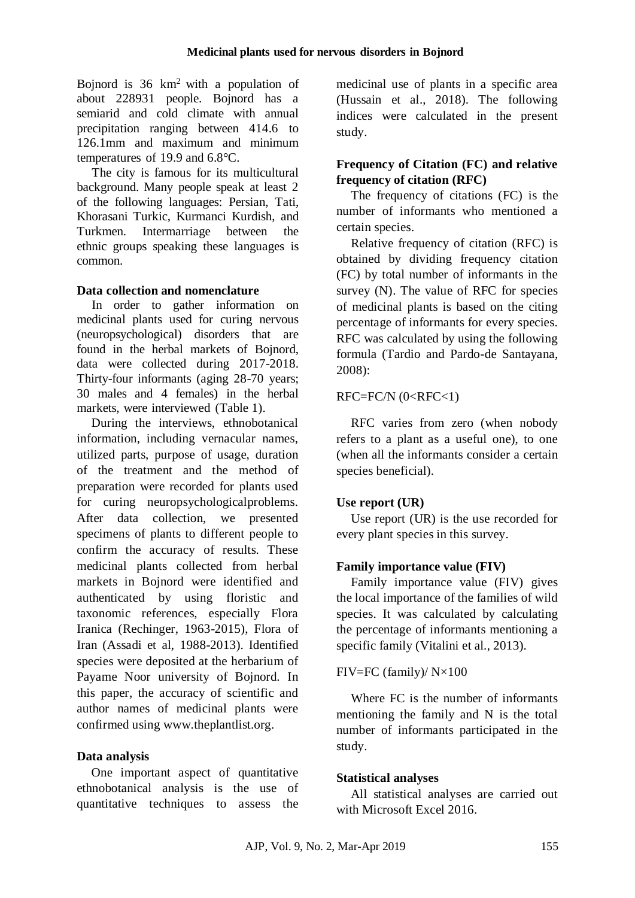Bojnord is 36 $km^2$ with a population of about 228931 people. Bojnord has a semiarid and cold climate with annual precipitation ranging between 414.6 to 126.1mm and maximum and minimum temperatures of 19.9 and 6.8°C.

The city is famous for its multicultural background. Many people speak at least 2 of the following languages: Persian, Tati, Khorasani Turkic, Kurmanci Kurdish, and Turkmen. Intermarriage between the ethnic groups speaking these languages is common.

### Data collection and nomenclature

In order to gather information on medicinal plants used for curing nervous (neuropsychological) disorders that are found in the herbal markets of Bojnord, data were collected during 2017-2018. Thirty-four informants (aging 28-70 years; 30 males and 4 females) in the herbal markets, were interviewed (Table 1).

During the interviews, ethnobotanical information, including vernacular names, utilized parts, purpose of usage, duration of the treatment and the method of preparation were recorded for plants used for curing neuropsychologicalproblems. After data collection, we presented specimens of plants to different people to confirm the accuracy of results. These medicinal plants collected from herbal markets in Bojnord were identified and authenticated by using floristic and taxonomic references, especially Flora Iranica (Rechinger, 1963-2015), Flora of Iran (Assadi et al, 1988-2013). Identified species were deposited at the herbarium of Payame Noor university of Bojnord. In this paper, the accuracy of scientific and author names of medicinal plants were confirmed using www.theplantlist.org.

### Data analysis

One important aspect of quantitative ethnobotanical analysis is the use of quantitative techniques to assess the medicinal use of plants in a specific area (Hussain et al., 2018). The following indices were calculated in the present study.

### Frequency of Citation (FC) and relative frequency of citation (RFC)

The frequency of citations (FC) is the number of informants who mentioned a certain species.

Relative frequency of citation (RFC) is obtained by dividing frequency citation (FC) by total number of informants in the survey (N). The value of RFC for species of medicinal plants is based on the citing percentage of informants for every species. RFC was calculated by using the following formula (Tardio and Pardo-de Santayana, 2008):

$$RFC=FC/N \ (0<RFC<1)$$

RFC varies from zero (when nobody refers to a plant as a useful one), to one (when all the informants consider a certain species beneficial).

### Use report (UR)

Use report (UR) is the use recorded for every plant species in this survey.

### Family importance value (FIV)

Family importance value (FIV) gives the local importance of the families of wild species. It was calculated by calculating the percentage of informants mentioning a specific family (Vitalini et al., 2013).

$$FIV=FC \ (family)/ \ N\times100$$

Where FC is the number of informants mentioning the family and N is the total number of informants participated in the study.

### Statistical analyses

All statistical analyses are carried out with Microsoft Excel 2016.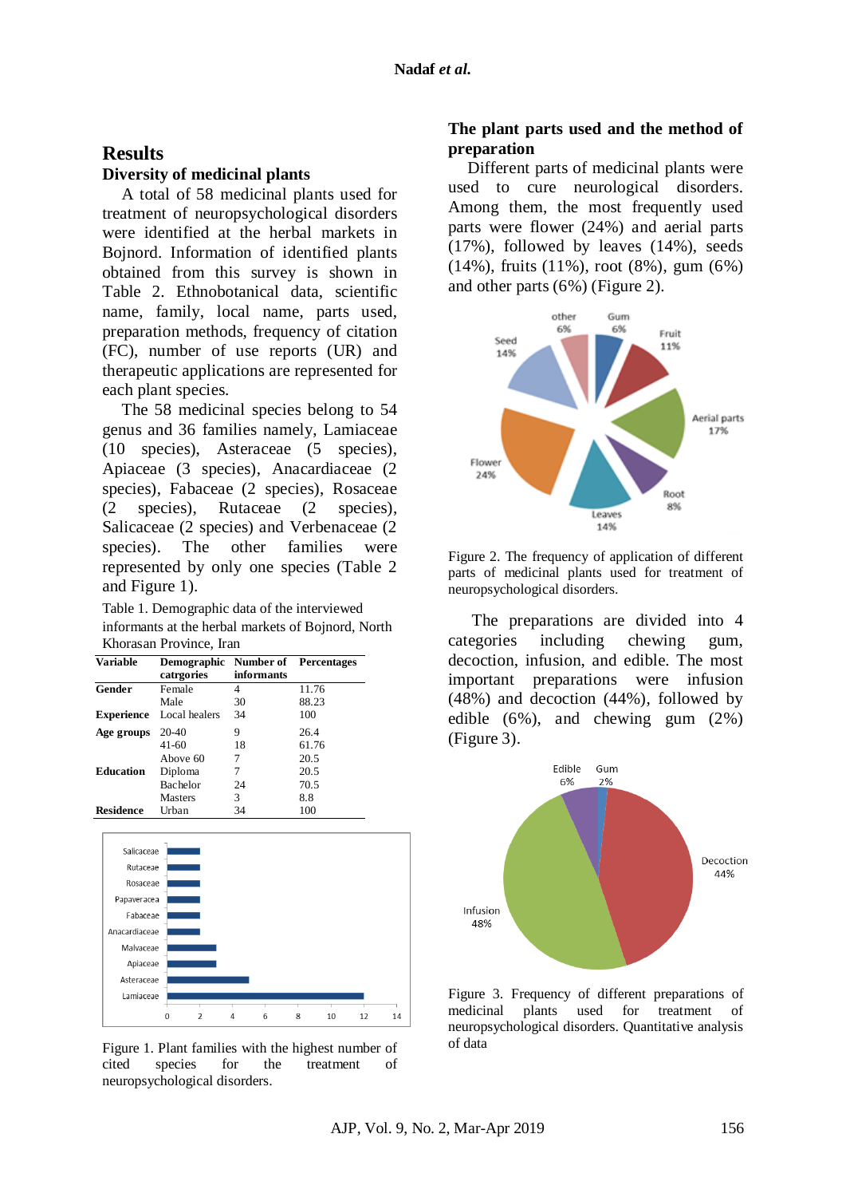## Results

### Diversity of medicinal plants

A total of 58 medicinal plants used for treatment of neuropsychological disorders were identified at the herbal markets in Bojnord. Information of identified plants obtained from this survey is shown in Table 2. Ethnobotanical data, scientific name, family, local name, parts used, preparation methods, frequency of citation (FC), number of use reports (UR) and therapeutic applications are represented for each plant species.

The 58 medicinal species belong to 54 genus and 36 families namely, Lamiaceae (10 species), Asteraceae (5 species), Apiaceae (3 species), Anacardiaceae (2 species), Fabaceae (2 species), Rosaceae (2 species), Rutaceae (2 species), Salicaceae (2 species) and Verbenaceae (2 species). The other families were represented by only one species (Table 2 and Figure 1).

Table 1. Demographic data of the interviewed informants at the herbal markets of Bojnord, North Khorasan Province, Iran

| Variable | Demographic catrgories | Number of informants | Percentages |
|---|---|---|---|
| **Gender** | Female | 4 | 11.76 |
| | Male | 30 | 88.23 |
| **Experience** | Local healers | 34 | 100 |
| **Age groups** | 20-40 | 9 | 26.4 |
| | 41-60 | 18 | 61.76 |
| | Above 60 | 7 | 20.5 |
| **Education** | Diploma | 7 | 20.5 |
| | Bachelor | 24 | 70.5 |
| | Masters | 3 | 8.8 |
| **Residence** | Urban | 34 | 100 |

Figure 1. Plant families with the highest number of cited species for the treatment of neuropsychological disorders.

### The plant parts used and the method of preparation

Different parts of medicinal plants were used to cure neurological disorders. Among them, the most frequently used parts were flower (24%) and aerial parts (17%), followed by leaves (14%), seeds (14%), fruits (11%), root (8%), gum (6%) and other parts (6%) (Figure 2).

Figure 2. The frequency of application of different parts of medicinal plants used for treatment of neuropsychological disorders.

The preparations are divided into 4 categories including chewing gum, decoction, infusion, and edible. The most important preparations were infusion (48%) and decoction (44%), followed by edible (6%), and chewing gum (2%) (Figure 3).

Figure 3. Frequency of different preparations of medicinal plants used for treatment of neuropsychological disorders. Quantitative analysis of data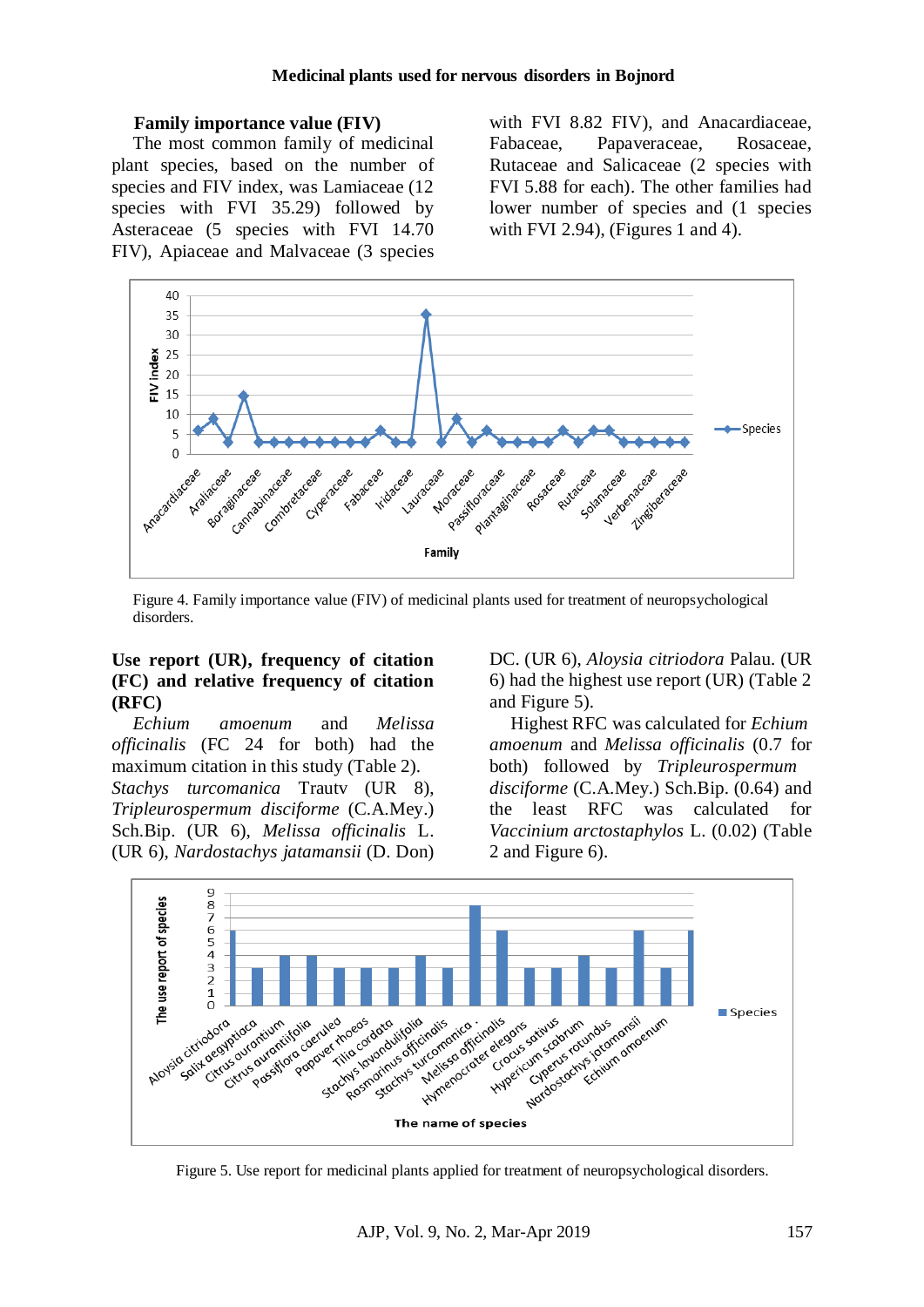## Family importance value (FIV)

The most common family of medicinal plant species, based on the number of species and FIV index, was Lamiaceae (12 species with FVI 35.29) followed by Asteraceae (5 species with FVI 14.70 FIV), Apiaceae and Malvaceae (3 species with FVI 8.82 FIV), and Anacardiaceae, Fabaceae, Papaveraceae, Rosaceae, Rutaceae and Salicaceae (2 species with FVI 5.88 for each). The other families had lower number of species and (1 species with FVI 2.94), (Figures 1 and 4).

Figure 4. Family importance value (FIV) of medicinal plants used for treatment of neuropsychological disorders.

## Use report (UR), frequency of citation (FC) and relative frequency of citation (RFC)

*Echium amoenum* and *Melissa officinalis* (FC 24 for both) had the maximum citation in this study (Table 2). *Stachys turcomanica* Trautv (UR 8), *Tripleurospermum disciforme* (C.A.Mey.) Sch.Bip. (UR 6), *Melissa officinalis* L. (UR 6), *Nardostachys jatamansii* (D. Don) DC. (UR 6), *Aloysia citriodora* Palau. (UR 6) had the highest use report (UR) (Table 2 and Figure 5).

Highest RFC was calculated for *Echium amoenum* and *Melissa officinalis* (0.7 for both) followed by *Tripleurospermum disciforme* (C.A.Mey.) Sch.Bip. (0.64) and the least RFC was calculated for *Vaccinium arctostaphylos* L. (0.02) (Table 2 and Figure 6).

Figure 5. Use report for medicinal plants applied for treatment of neuropsychological disorders.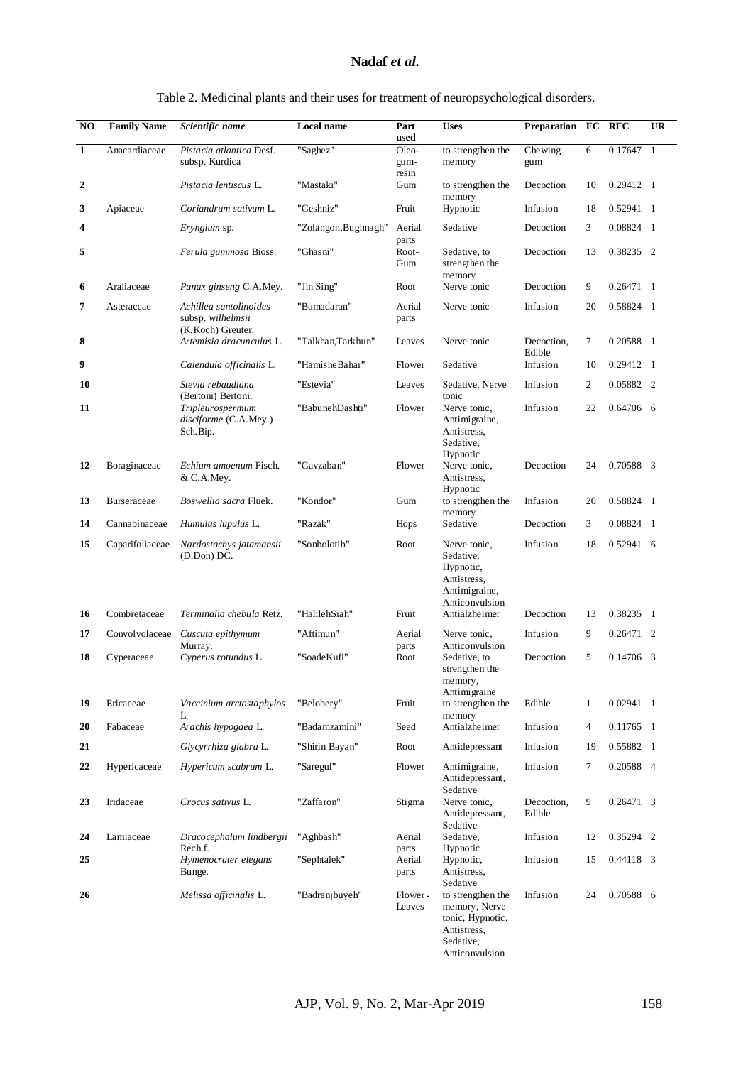Table 2. Medicinal plants and their uses for treatment of neuropsychological disorders.

| NO | Family Name | *Scientific name* | Local name | Part used | Uses | Preparation | FC | RFC | UR |
|---|---|---|---|---|---|---|---|---|---|
| 1 | Anacardiaceae | *Pistacia atlantica* Desf. subsp. Kurdica | "Saghez" | Oleo-gum-resin | to strengthen the memory | Chewing gum | 6 | 0.17647 | 1 |
| 2 | | *Pistacia lentiscus* L. | "Mastaki" | Gum | to strengthen the memory | Decoction | 10 | 0.29412 | 1 |
| 3 | Apiaceae | *Coriandrum sativum* L. | "Geshniz" | Fruit | Hypnotic | Infusion | 18 | 0.52941 | 1 |
| 4 | | *Eryngium* sp. | "Zolangon,Bughnagh" | Aerial parts | Sedative | Decoction | 3 | 0.08824 | 1 |
| 5 | | *Ferula gummosa* Bioss. | "Ghasni" | Root-Gum | Sedative, to strengthen the memory | Decoction | 13 | 0.38235 | 2 |
| 6 | Araliaceae | *Panax ginseng* C.A.Mey. | "Jin Sing" | Root | Nerve tonic | Decoction | 9 | 0.26471 | 1 |
| 7 | Asteraceae | *Achillea santolinoides* subsp. *wilhelmsii* (K.Koch) Greuter. | "Bumadaran" | Aerial parts | Nerve tonic | Infusion | 20 | 0.58824 | 1 |
| 8 | | *Artemisia dracunculus* L. | "Talkhan,Tarkhun" | Leaves | Nerve tonic | Decoction, Edible | 7 | 0.20588 | 1 |
| 9 | | *Calendula officinalis* L. | "HamisheBahar" | Flower | Sedative | Infusion | 10 | 0.29412 | 1 |
| 10 | | *Stevia rebaudiana* (Bertoni) Bertoni. | "Estevia" | Leaves | Sedative, Nerve tonic | Infusion | 2 | 0.05882 | 2 |
| 11 | | *Tripleurospermum disciforme* (C.A.Mey.) Sch.Bip. | "BabunehDashti" | Flower | Nerve tonic, Antimigraine, Antistress, Sedative, Hypnotic | Infusion | 22 | 0.64706 | 6 |
| 12 | Boraginaceae | *Echium amoenum* Fisch. & C.A.Mey. | "Gavzaban" | Flower | Nerve tonic, Antistress, Hypnotic | Decoction | 24 | 0.70588 | 3 |
| 13 | Burseraceae | *Boswellia sacra* Fluek. | "Kondor" | Gum | to strengthen the memory | Infusion | 20 | 0.58824 | 1 |
| 14 | Cannabinaceae | *Humulus lupulus* L. | "Razak" | Hops | Sedative | Decoction | 3 | 0.08824 | 1 |
| 15 | Caparifoliaceae | *Nardostachys jatamansii* (D.Don) DC. | "Sonbolotib" | Root | Nerve tonic, Sedative, Hypnotic, Antistress, Antimigraine, Anticonvulsion | Infusion | 18 | 0.52941 | 6 |
| 16 | Combretaceae | *Terminalia chebula* Retz. | "HalilehSiah" | Fruit | Antialzheimer | Decoction | 13 | 0.38235 | 1 |
| 17 | Convolvolaceae | *Cuscuta epithymum* Murray. | "Aftimun" | Aerial parts | Nerve tonic, Anticonvulsion | Infusion | 9 | 0.26471 | 2 |
| 18 | Cyperaceae | *Cyperus rotundus* L. | "SoadeKufi" | Root | Sedative, to strengthen the memory, Antimigraine | Decoction | 5 | 0.14706 | 3 |
| 19 | Ericaceae | *Vaccinium arctostaphylos* L. | "Belobery" | Fruit | to strengthen the memory | Edible | 1 | 0.02941 | 1 |
| 20 | Fabaceae | *Arachis hypogaea* L. | "Badamzamini" | Seed | Antialzheimer | Infusion | 4 | 0.11765 | 1 |
| 21 | | *Glycyrrhiza glabra* L. | "Shirin Bayan" | Root | Antidepressant | Infusion | 19 | 0.55882 | 1 |
| 22 | Hypericaceae | *Hypericum scabrum* L. | "Saregul" | Flower | Antimigraine, Antidepressant, Sedative | Infusion | 7 | 0.20588 | 4 |
| 23 | Iridaceae | *Crocus sativus* L. | "Zaffaron" | Stigma | Nerve tonic, Antidepressant, Sedative | Decoction, Edible | 9 | 0.26471 | 3 |
| 24 | Lamiaceae | *Dracocephalum lindbergii* Rech.f. | "Aghbash" | Aerial parts | Sedative, Hypnotic | Infusion | 12 | 0.35294 | 2 |
| 25 | | *Hymenocrater elegans* Bunge. | "Sephtalek" | Aerial parts | Hypnotic, Antistress, Sedative | Infusion | 15 | 0.44118 | 3 |
| 26 | | *Melissa officinalis* L. | "Badranjbuyeh" | Flower-Leaves | to strengthen the memory, Nerve tonic, Hypnotic, Antistress, Sedative, Anticonvulsion | Infusion | 24 | 0.70588 | 6 |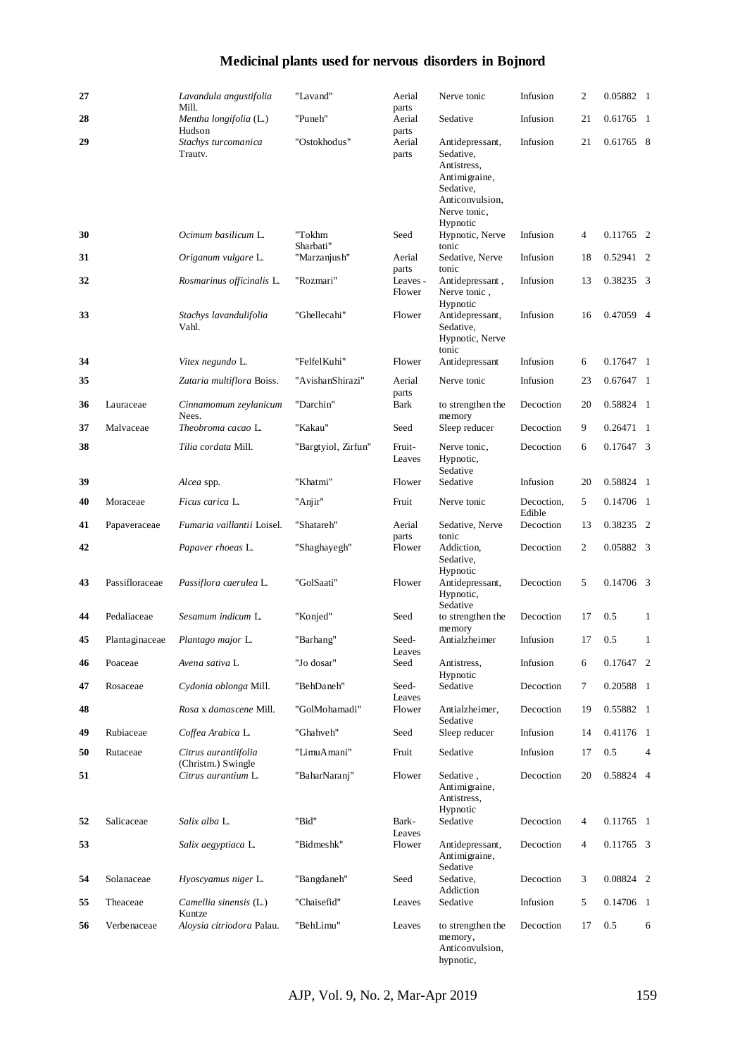| | | | | | | | | | |
|---|---|---|---|---|---|---|---|---|---|
| 27 | | *Lavandula angustifolia* Mill. | "Lavand" | Aerial parts | Nerve tonic | Infusion | 2 | 0.05882 | 1 |
| 28 | | *Mentha longifolia* (L.) Hudson | "Puneh" | Aerial parts | Sedative | Infusion | 21 | 0.61765 | 1 |
| 29 | | *Stachys turcomanica* Trautv. | "Ostokhodus" | Aerial parts | Antidepressant, Sedative, Antistress, Antimigraine, Sedative, Anticonvulsion, Nerve tonic, Hypnotic | Infusion | 21 | 0.61765 | 8 |
| 30 | | *Ocimum basilicum* L. | "Tokhm Sharbati" | Seed | Hypnotic, Nerve tonic | Infusion | 4 | 0.11765 | 2 |
| 31 | | *Origanum vulgare* L. | "Marzanjush" | Aerial parts | Sedative, Nerve tonic | Infusion | 18 | 0.52941 | 2 |
| 32 | | *Rosmarinus officinalis* L. | "Rozmari" | Leaves - Flower | Antidepressant , Nerve tonic , Hypnotic | Infusion | 13 | 0.38235 | 3 |
| 33 | | *Stachys lavandulifolia* Vahl. | "Ghellecahi" | Flower | Antidepressant, Sedative, Hypnotic, Nerve tonic | Infusion | 16 | 0.47059 | 4 |
| 34 | | *Vitex negundo* L. | "FelfelKuhi" | Flower | Antidepressant | Infusion | 6 | 0.17647 | 1 |
| 35 | | *Zataria multiflora* Boiss. | "AvishanShirazi" | Aerial parts | Nerve tonic | Infusion | 23 | 0.67647 | 1 |
| 36 | Lauraceae | *Cinnamomum zeylanicum* Nees. | "Darchin" | Bark | to strengthen the memory | Decoction | 20 | 0.58824 | 1 |
| 37 | Malvaceae | *Theobroma cacao* L. | "Kakau" | Seed | Sleep reducer | Decoction | 9 | 0.26471 | 1 |
| 38 | | *Tilia cordata* Mill. | "Bargtyiol, Zirfun" | Fruit-Leaves | Nerve tonic, Hypnotic, Sedative | Decoction | 6 | 0.17647 | 3 |
| 39 | | *Alcea* spp. | "Khatmi" | Flower | Sedative | Infusion | 20 | 0.58824 | 1 |
| 40 | Moraceae | *Ficus carica* L. | "Anjir" | Fruit | Nerve tonic | Decoction, Edible | 5 | 0.14706 | 1 |
| 41 | Papaveraceae | *Fumaria vaillantii* Loisel. | "Shatareh" | Aerial parts | Sedative, Nerve tonic | Decoction | 13 | 0.38235 | 2 |
| 42 | | *Papaver rhoeas* L. | "Shaghayegh" | Flower | Addiction, Sedative, Hypnotic | Decoction | 2 | 0.05882 | 3 |
| 43 | Passifloraceae | *Passiflora caerulea* L. | "GolSaati" | Flower | Antidepressant, Hypnotic, Sedative | Decoction | 5 | 0.14706 | 3 |
| 44 | Pedaliaceae | *Sesamum indicum* L. | "Konjed" | Seed | to strengthen the memory | Decoction | 17 | 0.5 | 1 |
| 45 | Plantaginaceae | *Plantago major* L. | "Barhang" | Seed-Leaves | Antialzheimer | Infusion | 17 | 0.5 | 1 |
| 46 | Poaceae | *Avena sativa* L | "Jo dosar" | Seed | Antistress, Hypnotic | Infusion | 6 | 0.17647 | 2 |
| 47 | Rosaceae | *Cydonia oblonga* Mill. | "BehDaneh" | Seed-Leaves | Sedative | Decoction | 7 | 0.20588 | 1 |
| 48 | | *Rosa* x *damascene* Mill. | "GolMohamadi" | Flower | Antialzheimer, Sedative | Decoction | 19 | 0.55882 | 1 |
| 49 | Rubiaceae | *Coffea Arabica* L. | "Ghahveh" | Seed | Sleep reducer | Infusion | 14 | 0.41176 | 1 |
| 50 | Rutaceae | *Citrus aurantiifolia* (Christm.) Swingle | "LimuAmani" | Fruit | Sedative | Infusion | 17 | 0.5 | 4 |
| 51 | | *Citrus aurantium* L. | "BaharNaranj" | Flower | Sedative , Antimigraine, Antistress, Hypnotic | Decoction | 20 | 0.58824 | 4 |
| 52 | Salicaceae | *Salix alba* L. | "Bid" | Bark-Leaves | Sedative | Decoction | 4 | 0.11765 | 1 |
| 53 | | *Salix aegyptiaca* L. | "Bidmeshk" | Flower | Antidepressant, Antimigraine, Sedative | Decoction | 4 | 0.11765 | 3 |
| 54 | Solanaceae | *Hyoscyamus niger* L. | "Bangdaneh" | Seed | Sedative, Addiction | Decoction | 3 | 0.08824 | 2 |
| 55 | Theaceae | *Camellia sinensis* (L.) Kuntze | "Chaisefid" | Leaves | Sedative | Infusion | 5 | 0.14706 | 1 |
| 56 | Verbenaceae | *Aloysia citriodora* Palau. | "BehLimu" | Leaves | to strengthen the memory, Anticonvulsion, hypnotic, | Decoction | 17 | 0.5 | 6 |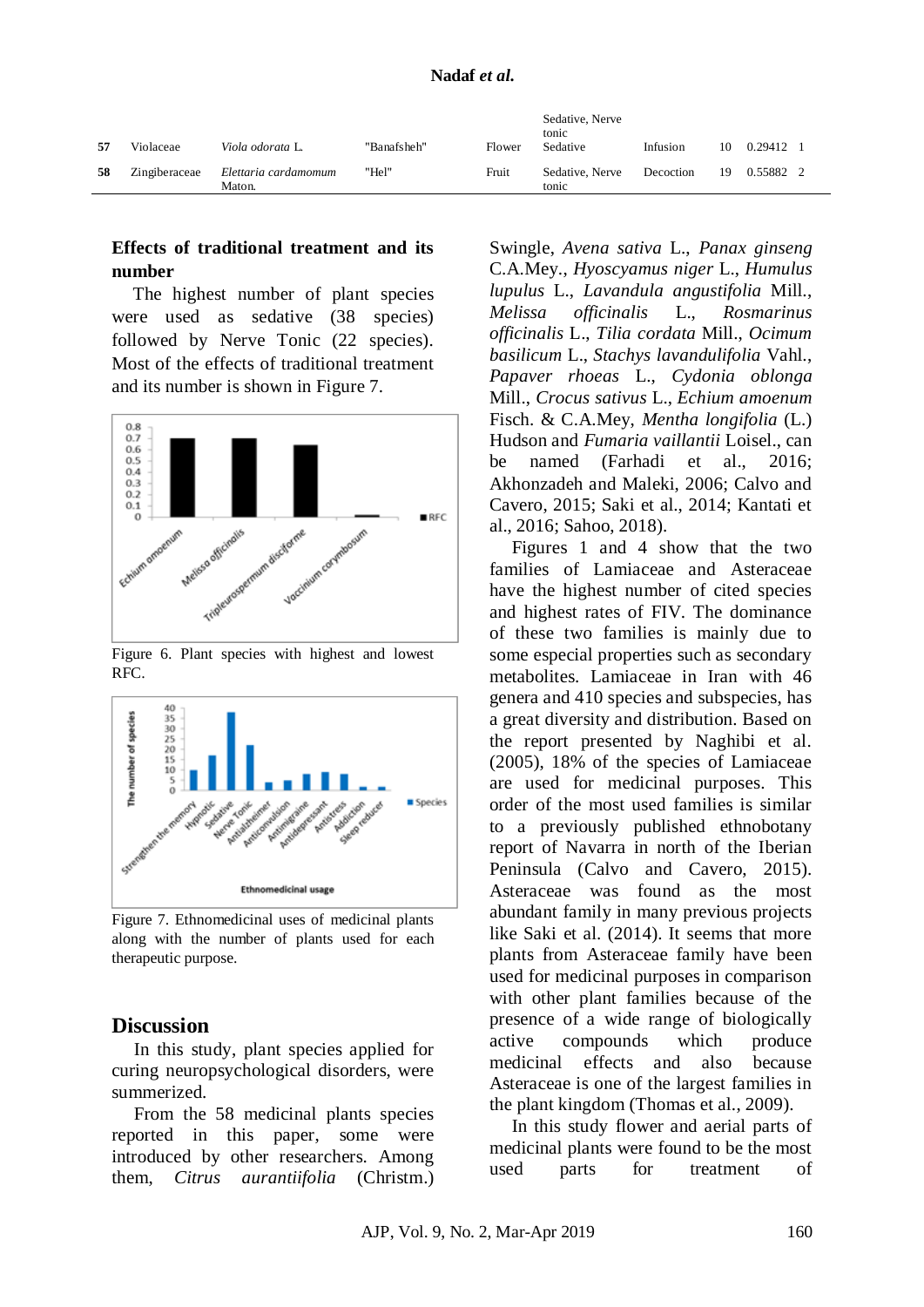| 57 | Violaceae | *Viola odorata* L. | "Banafsheh" | Flower | Sedative, Nerve tonic Sedative | Infusion | 10 | 0.29412 | 1 |
|---|---|---|---|---|---|---|---|---|---|
| 58 | Zingiberaceae | *Elettaria cardamomum* Maton. | "Hel" | Fruit | Sedative, Nerve tonic | Decoction | 19 | 0.55882 | 2 |

### Effects of traditional treatment and its number

The highest number of plant species were used as sedative (38 species) followed by Nerve Tonic (22 species). Most of the effects of traditional treatment and its number is shown in Figure 7.

Figure 6. Plant species with highest and lowest RFC.

Figure 7. Ethnomedicinal uses of medicinal plants along with the number of plants used for each therapeutic purpose.

## Discussion

In this study, plant species applied for curing neuropsychological disorders, were summerized.

From the 58 medicinal plants species reported in this paper, some were introduced by other researchers. Among them, *Citrus aurantiifolia* (Christm.) Swingle, *Avena sativa* L., *Panax ginseng* C.A.Mey., *Hyoscyamus niger* L., *Humulus lupulus* L., *Lavandula angustifolia* Mill., *Melissa officinalis* L., *Rosmarinus officinalis* L., *Tilia cordata* Mill., *Ocimum basilicum* L., *Stachys lavandulifolia* Vahl., *Papaver rhoeas* L., *Cydonia oblonga* Mill., *Crocus sativus* L., *Echium amoenum* Fisch. & C.A.Mey, *Mentha longifolia* (L.) Hudson and *Fumaria vaillantii* Loisel., can be named (Farhadi et al., 2016; Akhonzadeh and Maleki, 2006; Calvo and Cavero, 2015; Saki et al., 2014; Kantati et al., 2016; Sahoo, 2018).

Figures 1 and 4 show that the two families of Lamiaceae and Asteraceae have the highest number of cited species and highest rates of FIV. The dominance of these two families is mainly due to some especial properties such as secondary metabolites. Lamiaceae in Iran with 46 genera and 410 species and subspecies, has a great diversity and distribution. Based on the report presented by Naghibi et al. (2005), 18% of the species of Lamiaceae are used for medicinal purposes. This order of the most used families is similar to a previously published ethnobotany report of Navarra in north of the Iberian Peninsula (Calvo and Cavero, 2015). Asteraceae was found as the most abundant family in many previous projects like Saki et al. (2014). It seems that more plants from Asteraceae family have been used for medicinal purposes in comparison with other plant families because of the presence of a wide range of biologically active compounds which produce medicinal effects and also because Asteraceae is one of the largest families in the plant kingdom (Thomas et al., 2009).

In this study flower and aerial parts of medicinal plants were found to be the most used parts for treatment of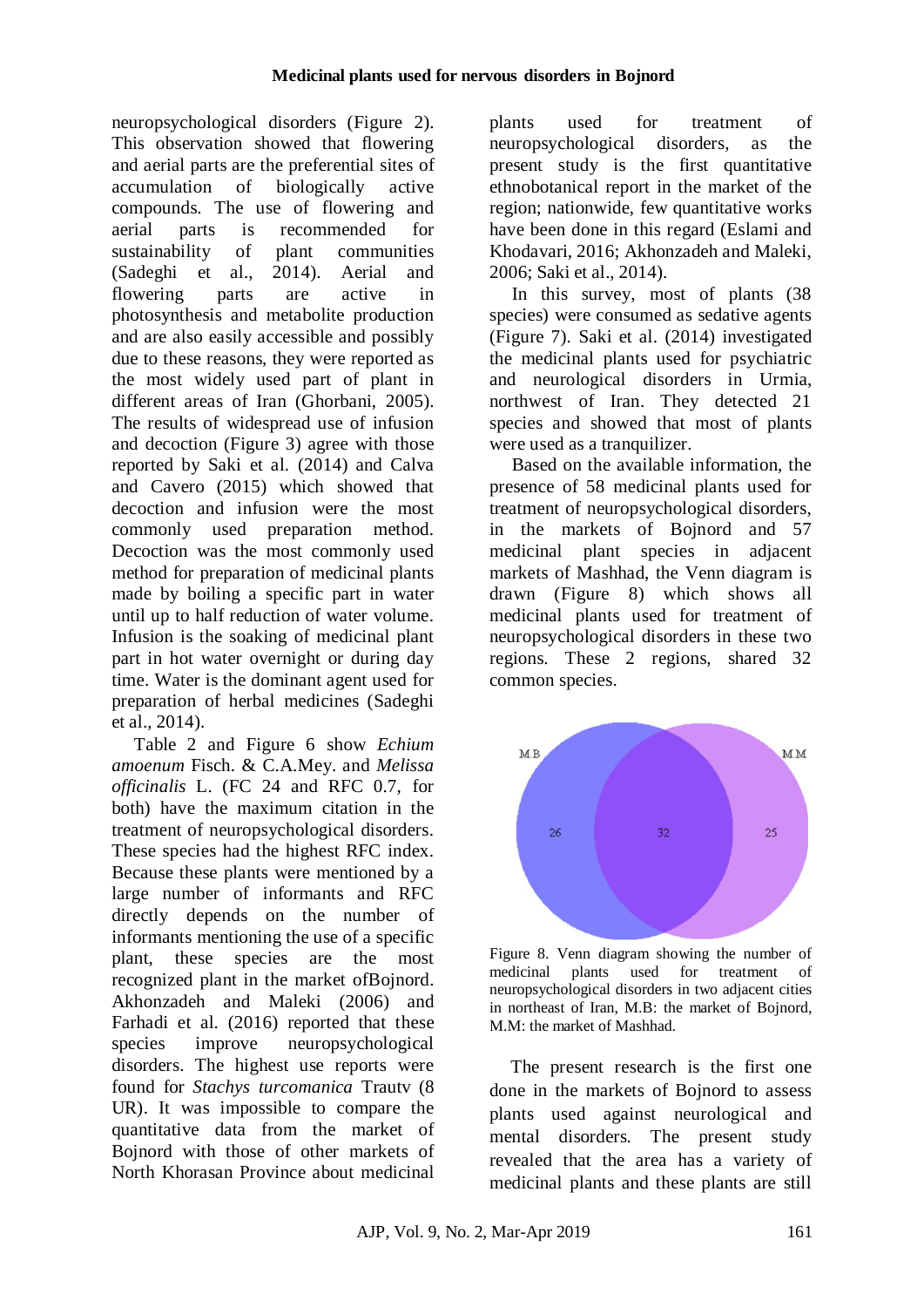neuropsychological disorders (Figure 2). This observation showed that flowering and aerial parts are the preferential sites of accumulation of biologically active compounds. The use of flowering and aerial parts is recommended for sustainability of plant communities (Sadeghi et al., 2014). Aerial and flowering parts are active in photosynthesis and metabolite production and are also easily accessible and possibly due to these reasons, they were reported as the most widely used part of plant in different areas of Iran (Ghorbani, 2005). The results of widespread use of infusion and decoction (Figure 3) agree with those reported by Saki et al. (2014) and Calva and Cavero (2015) which showed that decoction and infusion were the most commonly used preparation method. Decoction was the most commonly used method for preparation of medicinal plants made by boiling a specific part in water until up to half reduction of water volume. Infusion is the soaking of medicinal plant part in hot water overnight or during day time. Water is the dominant agent used for preparation of herbal medicines (Sadeghi et al., 2014).

Table 2 and Figure 6 show *Echium amoenum* Fisch. & C.A.Mey. and *Melissa officinalis* L. (FC 24 and RFC 0.7, for both) have the maximum citation in the treatment of neuropsychological disorders. These species had the highest RFC index. Because these plants were mentioned by a large number of informants and RFC directly depends on the number of informants mentioning the use of a specific plant, these species are the most recognized plant in the market ofBojnord. Akhonzadeh and Maleki (2006) and Farhadi et al. (2016) reported that these species improve neuropsychological disorders. The highest use reports were found for *Stachys turcomanica* Trautv (8 UR). It was impossible to compare the quantitative data from the market of Bojnord with those of other markets of North Khorasan Province about medicinal plants used for treatment of neuropsychological disorders, as the present study is the first quantitative ethnobotanical report in the market of the region; nationwide, few quantitative works have been done in this regard (Eslami and Khodavari, 2016; Akhonzadeh and Maleki, 2006; Saki et al., 2014).

In this survey, most of plants (38 species) were consumed as sedative agents (Figure 7). Saki et al. (2014) investigated the medicinal plants used for psychiatric and neurological disorders in Urmia, northwest of Iran. They detected 21 species and showed that most of plants were used as a tranquilizer.

Based on the available information, the presence of 58 medicinal plants used for treatment of neuropsychological disorders, in the markets of Bojnord and 57 medicinal plant species in adjacent markets of Mashhad, the Venn diagram is drawn (Figure 8) which shows all medicinal plants used for treatment of neuropsychological disorders in these two regions. These 2 regions, shared 32 common species.

Figure 8. Venn diagram showing the number of medicinal plants used for treatment of neuropsychological disorders in two adjacent cities in northeast of Iran, M.B: the market of Bojnord, M.M: the market of Mashhad.

The present research is the first one done in the markets of Bojnord to assess plants used against neurological and mental disorders. The present study revealed that the area has a variety of medicinal plants and these plants are still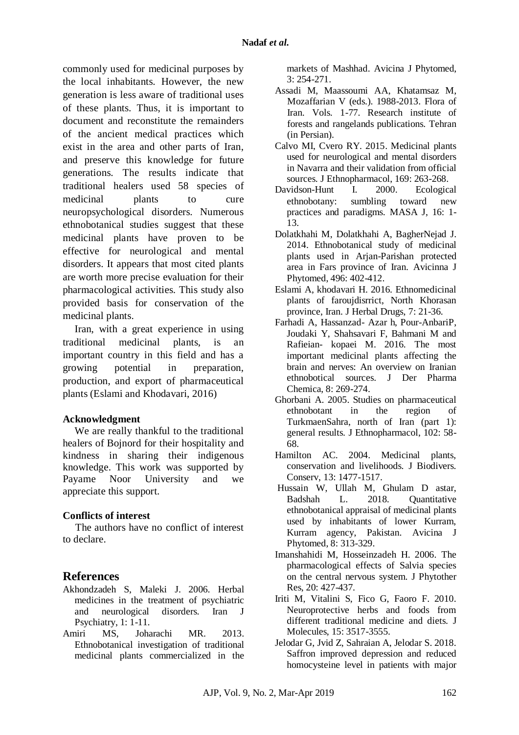commonly used for medicinal purposes by the local inhabitants. However, the new generation is less aware of traditional uses of these plants. Thus, it is important to document and reconstitute the remainders of the ancient medical practices which exist in the area and other parts of Iran, and preserve this knowledge for future generations. The results indicate that traditional healers used 58 species of medicinal plants to cure neuropsychological disorders. Numerous ethnobotanical studies suggest that these medicinal plants have proven to be effective for neurological and mental disorders. It appears that most cited plants are worth more precise evaluation for their pharmacological activities. This study also provided basis for conservation of the medicinal plants.

Iran, with a great experience in using traditional medicinal plants, is an important country in this field and has a growing potential in preparation, production, and export of pharmaceutical plants (Eslami and Khodavari, 2016)

### Acknowledgment

We are really thankful to the traditional healers of Bojnord for their hospitality and kindness in sharing their indigenous knowledge. This work was supported by Payame Noor University and we appreciate this support.

### Conflicts of interest

The authors have no conflict of interest to declare.

## References

Akhondzadeh S, Maleki J. 2006. Herbal medicines in the treatment of psychiatric and neurological disorders. Iran J Psychiatry, 1: 1-11.

Amiri MS, Joharachi MR. 2013. Ethnobotanical investigation of traditional medicinal plants commercialized in the markets of Mashhad. Avicina J Phytomed, 3: 254-271.

Assadi M, Maassoumi AA, Khatamsaz M, Mozaffarian V (eds.). 1988-2013. Flora of Iran. Vols. 1-77. Research institute of forests and rangelands publications. Tehran (in Persian).

Calvo MI, Cvero RY. 2015. Medicinal plants used for neurological and mental disorders in Navarra and their validation from official sources. J Ethnopharmacol, 169: 263-268.

Davidson-Hunt I. 2000. Ecological ethnobotany: sumbling toward new practices and paradigms. MASA J, 16: 1-13.

Dolatkhahi M, Dolatkhahi A, BagherNejad J. 2014. Ethnobotanical study of medicinal plants used in Arjan-Parishan protected area in Fars province of Iran. Avicinna J Phytomed, 496: 402-412.

Eslami A, khodavari H. 2016. Ethnomedicinal plants of faroujdisrrict, North Khorasan province, Iran. J Herbal Drugs, 7: 21-36.

Farhadi A, Hassanzad- Azar h, Pour-AnbariP, Joudaki Y, Shahsavari F, Bahmani M and Rafieian- kopaei M. 2016. The most important medicinal plants affecting the brain and nerves: An overview on Iranian ethnobotical sources. J Der Pharma Chemica, 8: 269-274.

Ghorbani A. 2005. Studies on pharmaceutical ethnobotant in the region of TurkmaenSahra, north of Iran (part 1): general results. J Ethnopharmacol, 102: 58-68.

Hamilton AC. 2004. Medicinal plants, conservation and livelihoods. J Biodivers. Conserv, 13: 1477-1517.

Hussain W, Ullah M, Ghulam D astar, Badshah L. 2018. Quantitative ethnobotanical appraisal of medicinal plants used by inhabitants of lower Kurram, Kurram agency, Pakistan. Avicina J Phytomed, 8: 313-329.

Imanshahidi M, Hosseinzadeh H. 2006. The pharmacological effects of Salvia species on the central nervous system. J Phytother Res, 20: 427-437.

Iriti M, Vitalini S, Fico G, Faoro F. 2010. Neuroprotective herbs and foods from different traditional medicine and diets. J Molecules, 15: 3517-3555.

Jelodar G, Jvid Z, Sahraian A, Jelodar S. 2018. Saffron improved depression and reduced homocysteine level in patients with major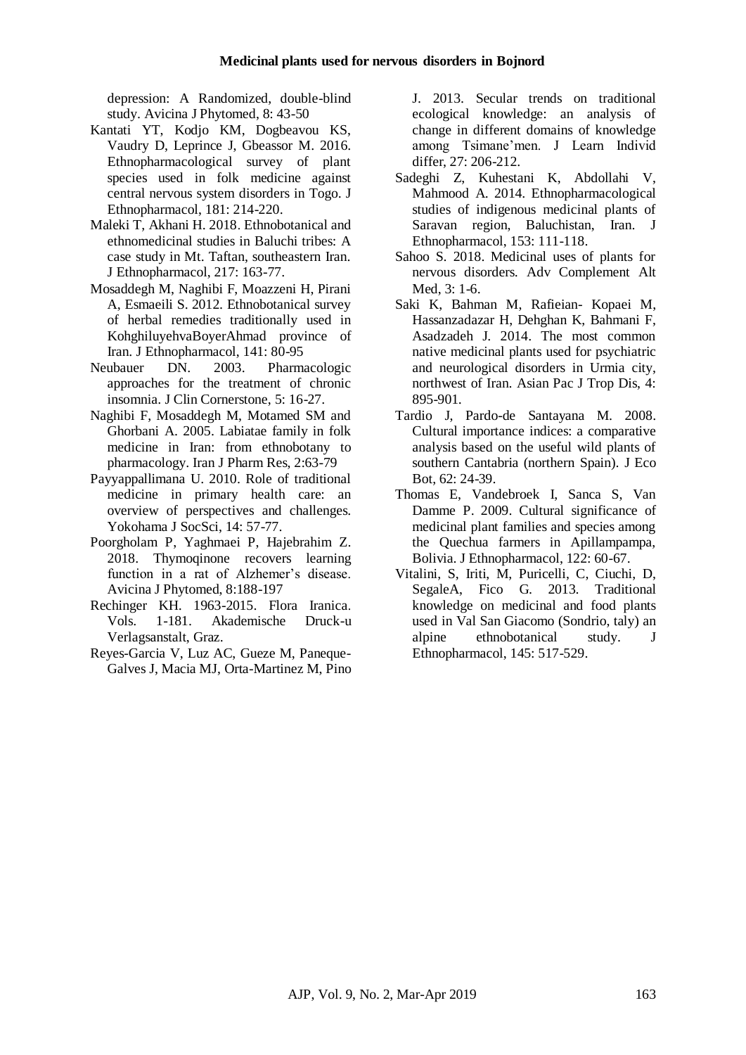depression: A Randomized, double-blind study. Avicina J Phytomed, 8: 43-50

Kantati YT, Kodjo KM, Dogbeavou KS, Vaudry D, Leprince J, Gbeassor M. 2016. Ethnopharmacological survey of plant species used in folk medicine against central nervous system disorders in Togo. J Ethnopharmacol, 181: 214-220.

Maleki T, Akhani H. 2018. Ethnobotanical and ethnomedicinal studies in Baluchi tribes: A case study in Mt. Taftan, southeastern Iran. J Ethnopharmacol, 217: 163-77.

Mosaddegh M, Naghibi F, Moazzeni H, Pirani A, Esmaeili S. 2012. Ethnobotanical survey of herbal remedies traditionally used in KohghiluyehvaBoyerAhmad province of Iran. J Ethnopharmacol, 141: 80-95

Neubauer DN. 2003. Pharmacologic approaches for the treatment of chronic insomnia. J Clin Cornerstone, 5: 16-27.

Naghibi F, Mosaddegh M, Motamed SM and Ghorbani A. 2005. Labiatae family in folk medicine in Iran: from ethnobotany to pharmacology. Iran J Pharm Res, 2:63-79

Payyappallimana U. 2010. Role of traditional medicine in primary health care: an overview of perspectives and challenges. Yokohama J SocSci, 14: 57-77.

Poorgholam P, Yaghmaei P, Hajebrahim Z. 2018. Thymoqinone recovers learning function in a rat of Alzhemer's disease. Avicina J Phytomed, 8:188-197

Rechinger KH. 1963-2015. Flora Iranica. Vols. 1-181. Akademische Druck-u Verlagsanstalt, Graz.

Reyes-Garcia V, Luz AC, Gueze M, Paneque-Galves J, Macia MJ, Orta-Martinez M, Pino J. 2013. Secular trends on traditional ecological knowledge: an analysis of change in different domains of knowledge among Tsimane'men. J Learn Individ differ, 27: 206-212.

Sadeghi Z, Kuhestani K, Abdollahi V, Mahmood A. 2014. Ethnopharmacological studies of indigenous medicinal plants of Saravan region, Baluchistan, Iran. J Ethnopharmacol, 153: 111-118.

Sahoo S. 2018. Medicinal uses of plants for nervous disorders. Adv Complement Alt Med, 3: 1-6.

Saki K, Bahman M, Rafieian- Kopaei M, Hassanzadazar H, Dehghan K, Bahmani F, Asadzadeh J. 2014. The most common native medicinal plants used for psychiatric and neurological disorders in Urmia city, northwest of Iran. Asian Pac J Trop Dis, 4: 895-901.

Tardio J, Pardo-de Santayana M. 2008. Cultural importance indices: a comparative analysis based on the useful wild plants of southern Cantabria (northern Spain). J Eco Bot, 62: 24-39.

Thomas E, Vandebroek I, Sanca S, Van Damme P. 2009. Cultural significance of medicinal plant families and species among the Quechua farmers in Apillampampa, Bolivia. J Ethnopharmacol, 122: 60-67.

Vitalini, S, Iriti, M, Puricelli, C, Ciuchi, D, SegaleA, Fico G. 2013. Traditional knowledge on medicinal and food plants used in Val San Giacomo (Sondrio, taly) an alpine ethnobotanical study. J Ethnopharmacol, 145: 517-529.